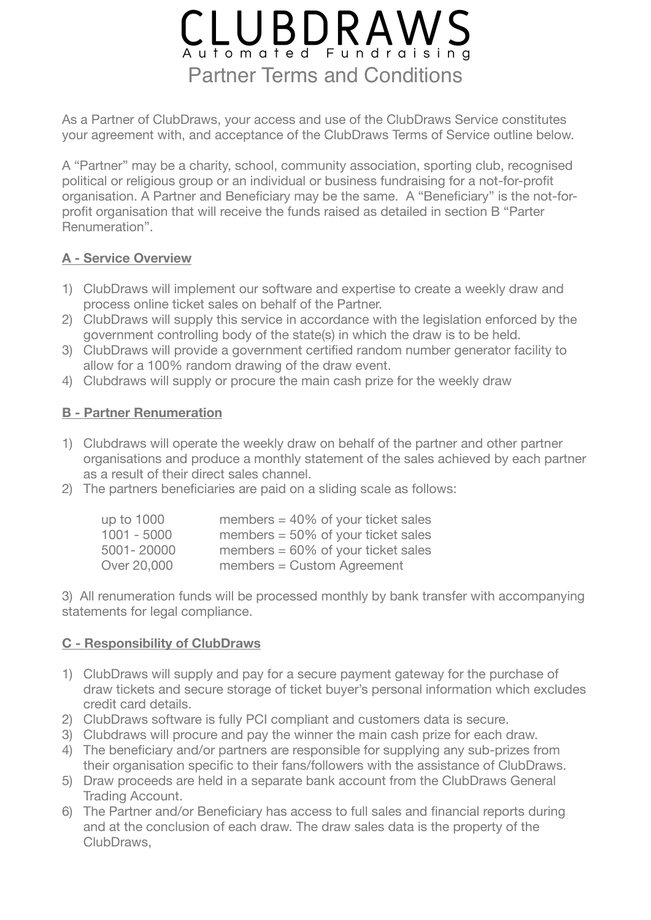# CLUBDRAWS

Automated Fundraising

## Partner Terms and Conditions

As a Partner of ClubDraws, your access and use of the ClubDraws Service constitutes your agreement with, and acceptance of the ClubDraws Terms of Service outline below.

A "Partner" may be a charity, school, community association, sporting club, recognised political or religious group or an individual or business fundraising for a not-for-profit organisation. A Partner and Beneficiary may be the same. A "Beneficiary" is the not-for-profit organisation that will receive the funds raised as detailed in section B "Parter Renumeration".

### A - Service Overview

1) ClubDraws will implement our software and expertise to create a weekly draw and process online ticket sales on behalf of the Partner.
2) ClubDraws will supply this service in accordance with the legislation enforced by the government controlling body of the state(s) in which the draw is to be held.
3) ClubDraws will provide a government certified random number generator facility to allow for a 100% random drawing of the draw event.
4) Clubdraws will supply or procure the main cash prize for the weekly draw

### B - Partner Renumeration

1) Clubdraws will operate the weekly draw on behalf of the partner and other partner organisations and produce a monthly statement of the sales achieved by each partner as a result of their direct sales channel.
2) The partners beneficiaries are paid on a sliding scale as follows:

| | |
|---|---|
| up to 1000 | members = 40% of your ticket sales |
| 1001 - 5000 | members = 50% of your ticket sales |
| 5001- 20000 | members = 60% of your ticket sales |
| Over 20,000 | members = Custom Agreement |

3) All renumeration funds will be processed monthly by bank transfer with accompanying statements for legal compliance.

### C - Responsibility of ClubDraws

1) ClubDraws will supply and pay for a secure payment gateway for the purchase of draw tickets and secure storage of ticket buyer's personal information which excludes credit card details.
2) ClubDraws software is fully PCI compliant and customers data is secure.
3) Clubdraws will procure and pay the winner the main cash prize for each draw.
4) The beneficiary and/or partners are responsible for supplying any sub-prizes from their organisation specific to their fans/followers with the assistance of ClubDraws.
5) Draw proceeds are held in a separate bank account from the ClubDraws General Trading Account.
6) The Partner and/or Beneficiary has access to full sales and financial reports during and at the conclusion of each draw. The draw sales data is the property of the ClubDraws,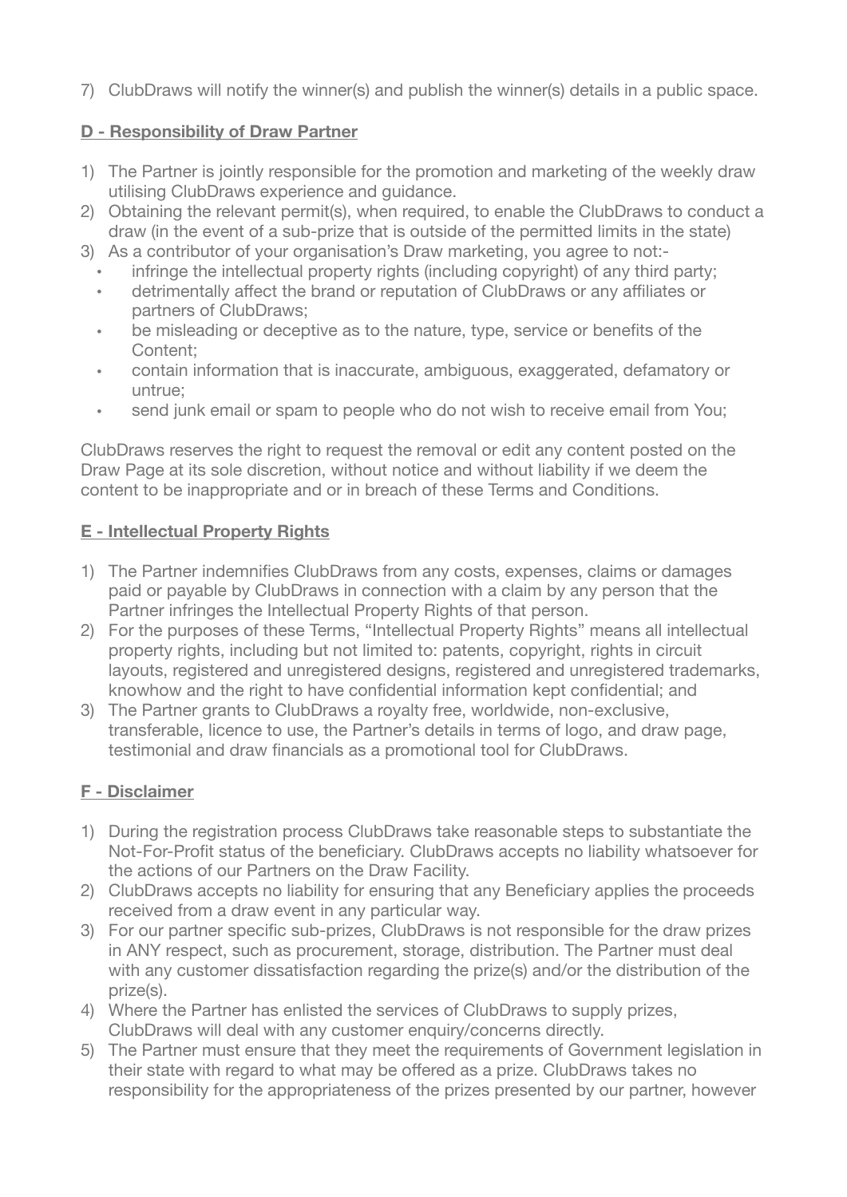7) ClubDraws will notify the winner(s) and publish the winner(s) details in a public space.

## D - Responsibility of Draw Partner

1) The Partner is jointly responsible for the promotion and marketing of the weekly draw utilising ClubDraws experience and guidance.
2) Obtaining the relevant permit(s), when required, to enable the ClubDraws to conduct a draw (in the event of a sub-prize that is outside of the permitted limits in the state)
3) As a contributor of your organisation's Draw marketing, you agree to not:-
   - infringe the intellectual property rights (including copyright) of any third party;
   - detrimentally affect the brand or reputation of ClubDraws or any affiliates or partners of ClubDraws;
   - be misleading or deceptive as to the nature, type, service or benefits of the Content;
   - contain information that is inaccurate, ambiguous, exaggerated, defamatory or untrue;
   - send junk email or spam to people who do not wish to receive email from You;

ClubDraws reserves the right to request the removal or edit any content posted on the Draw Page at its sole discretion, without notice and without liability if we deem the content to be inappropriate and or in breach of these Terms and Conditions.

## E - Intellectual Property Rights

1) The Partner indemnifies ClubDraws from any costs, expenses, claims or damages paid or payable by ClubDraws in connection with a claim by any person that the Partner infringes the Intellectual Property Rights of that person.
2) For the purposes of these Terms, "Intellectual Property Rights" means all intellectual property rights, including but not limited to: patents, copyright, rights in circuit layouts, registered and unregistered designs, registered and unregistered trademarks, knowhow and the right to have confidential information kept confidential; and
3) The Partner grants to ClubDraws a royalty free, worldwide, non-exclusive, transferable, licence to use, the Partner's details in terms of logo, and draw page, testimonial and draw financials as a promotional tool for ClubDraws.

## F - Disclaimer

1) During the registration process ClubDraws take reasonable steps to substantiate the Not-For-Profit status of the beneficiary. ClubDraws accepts no liability whatsoever for the actions of our Partners on the Draw Facility.
2) ClubDraws accepts no liability for ensuring that any Beneficiary applies the proceeds received from a draw event in any particular way.
3) For our partner specific sub-prizes, ClubDraws is not responsible for the draw prizes in ANY respect, such as procurement, storage, distribution. The Partner must deal with any customer dissatisfaction regarding the prize(s) and/or the distribution of the prize(s).
4) Where the Partner has enlisted the services of ClubDraws to supply prizes, ClubDraws will deal with any customer enquiry/concerns directly.
5) The Partner must ensure that they meet the requirements of Government legislation in their state with regard to what may be offered as a prize. ClubDraws takes no responsibility for the appropriateness of the prizes presented by our partner, however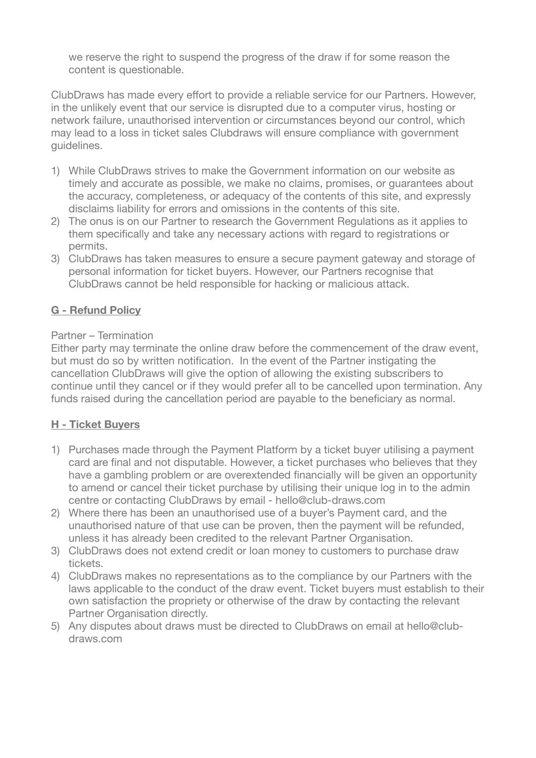we reserve the right to suspend the progress of the draw if for some reason the content is questionable.

ClubDraws has made every effort to provide a reliable service for our Partners. However, in the unlikely event that our service is disrupted due to a computer virus, hosting or network failure, unauthorised intervention or circumstances beyond our control, which may lead to a loss in ticket sales Clubdraws will ensure compliance with government guidelines.

1) While ClubDraws strives to make the Government information on our website as timely and accurate as possible, we make no claims, promises, or guarantees about the accuracy, completeness, or adequacy of the contents of this site, and expressly disclaims liability for errors and omissions in the contents of this site.
2) The onus is on our Partner to research the Government Regulations as it applies to them specifically and take any necessary actions with regard to registrations or permits.
3) ClubDraws has taken measures to ensure a secure payment gateway and storage of personal information for ticket buyers. However, our Partners recognise that ClubDraws cannot be held responsible for hacking or malicious attack.

**G - Refund Policy**

Partner – Termination

Either party may terminate the online draw before the commencement of the draw event, but must do so by written notification. In the event of the Partner instigating the cancellation ClubDraws will give the option of allowing the existing subscribers to continue until they cancel or if they would prefer all to be cancelled upon termination. Any funds raised during the cancellation period are payable to the beneficiary as normal.

**H - Ticket Buyers**

1) Purchases made through the Payment Platform by a ticket buyer utilising a payment card are final and not disputable. However, a ticket purchases who believes that they have a gambling problem or are overextended financially will be given an opportunity to amend or cancel their ticket purchase by utilising their unique log in to the admin centre or contacting ClubDraws by email - hello@club-draws.com
2) Where there has been an unauthorised use of a buyer's Payment card, and the unauthorised nature of that use can be proven, then the payment will be refunded, unless it has already been credited to the relevant Partner Organisation.
3) ClubDraws does not extend credit or loan money to customers to purchase draw tickets.
4) ClubDraws makes no representations as to the compliance by our Partners with the laws applicable to the conduct of the draw event. Ticket buyers must establish to their own satisfaction the propriety or otherwise of the draw by contacting the relevant Partner Organisation directly.
5) Any disputes about draws must be directed to ClubDraws on email at hello@club-draws.com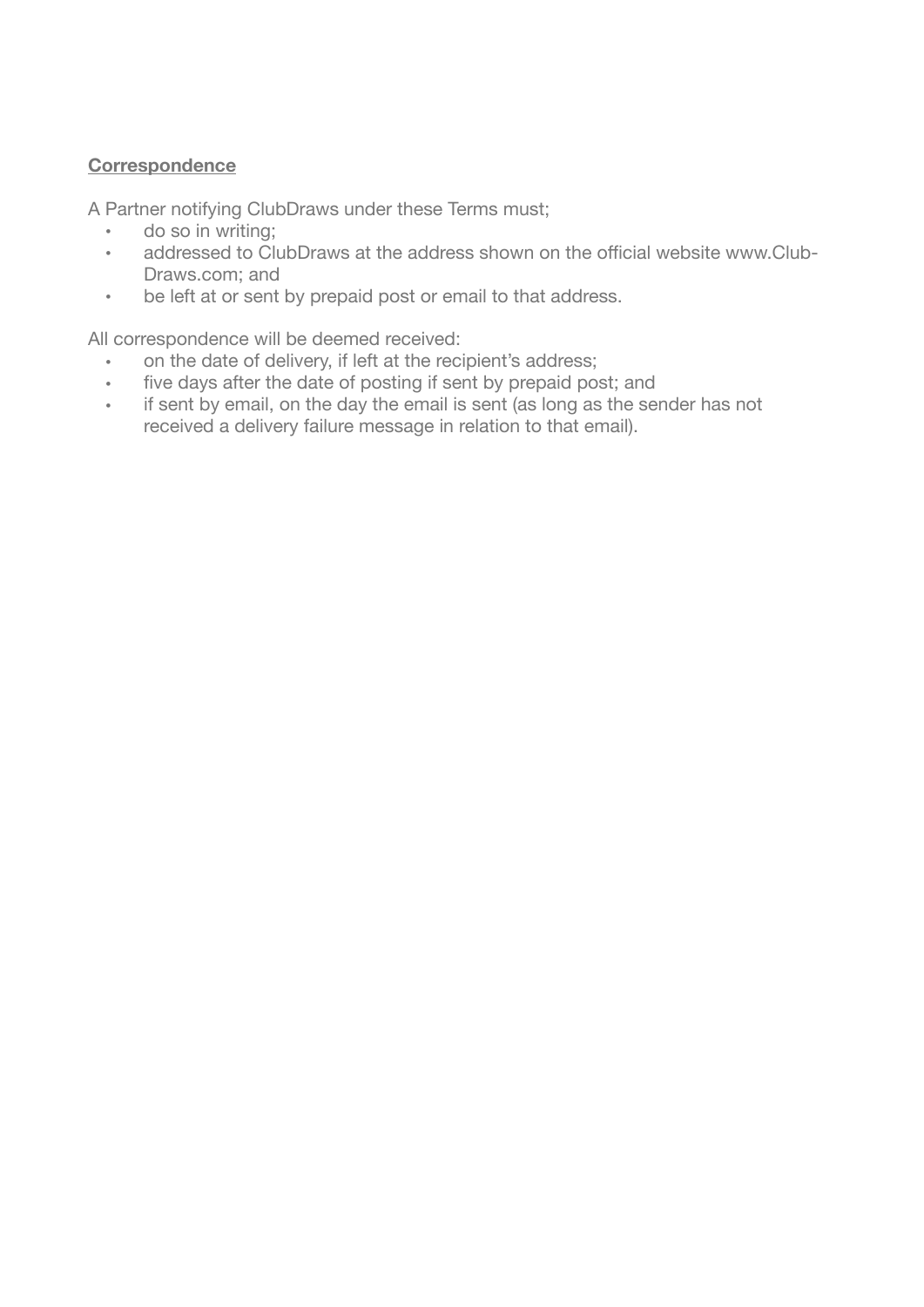**<u>Correspondence</u>**

A Partner notifying ClubDraws under these Terms must;

- do so in writing;
- addressed to ClubDraws at the address shown on the official website www.Club-Draws.com; and
- be left at or sent by prepaid post or email to that address.

All correspondence will be deemed received:

- on the date of delivery, if left at the recipient's address;
- five days after the date of posting if sent by prepaid post; and
- if sent by email, on the day the email is sent (as long as the sender has not received a delivery failure message in relation to that email).